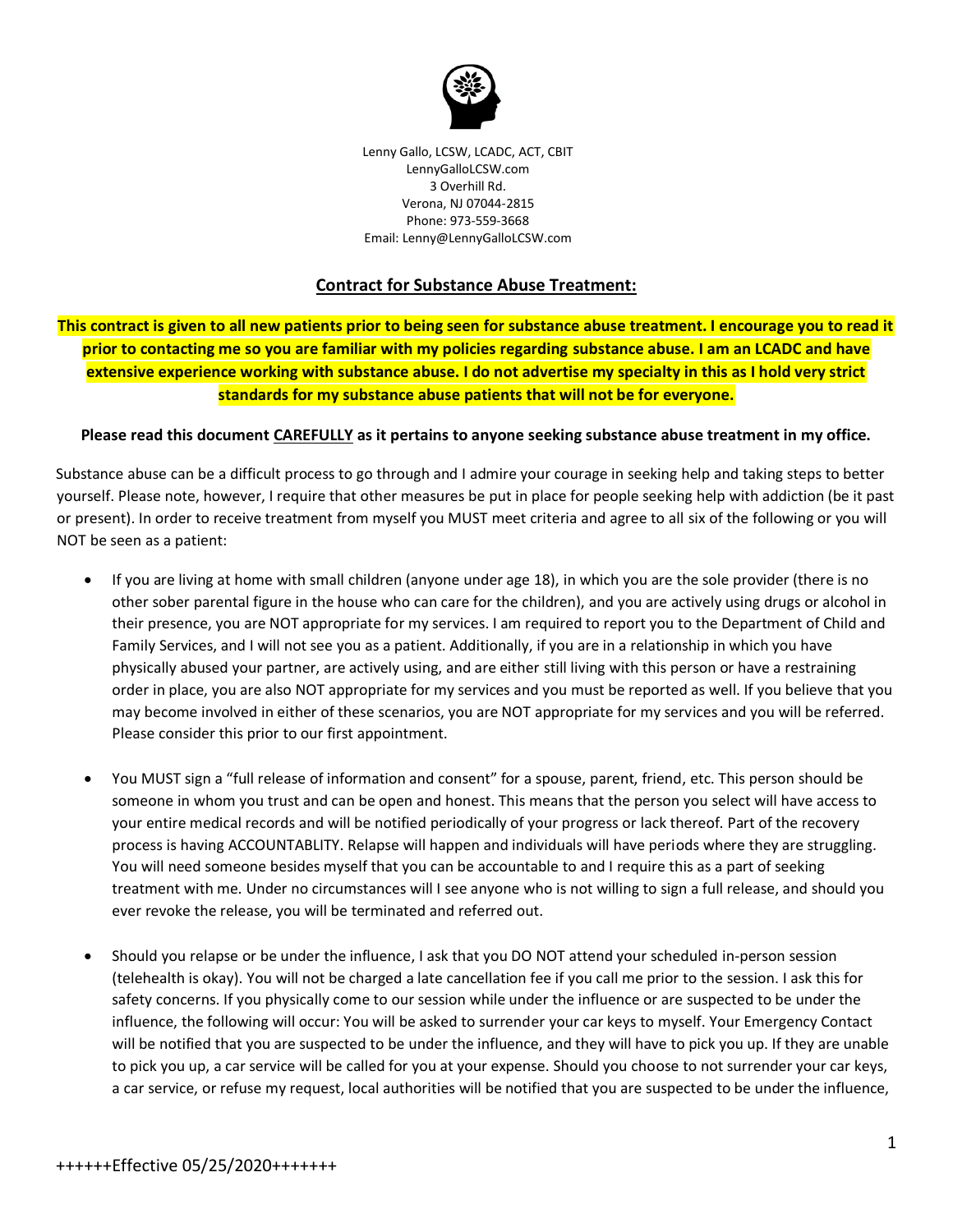Lenny Gallo, LCSW, LCADC, ACT, CBIT
LennyGalloLCSW.com
3 Overhill Rd.
Verona, NJ 07044-2815
Phone: 973-559-3668
Email: Lenny@LennyGalloLCSW.com

## Contract for Substance Abuse Treatment:

**This contract is given to all new patients prior to being seen for substance abuse treatment. I encourage you to read it prior to contacting me so you are familiar with my policies regarding substance abuse. I am an LCADC and have extensive experience working with substance abuse. I do not advertise my specialty in this as I hold very strict standards for my substance abuse patients that will not be for everyone.**

**Please read this document CAREFULLY as it pertains to anyone seeking substance abuse treatment in my office.**

Substance abuse can be a difficult process to go through and I admire your courage in seeking help and taking steps to better yourself. Please note, however, I require that other measures be put in place for people seeking help with addiction (be it past or present). In order to receive treatment from myself you MUST meet criteria and agree to all six of the following or you will NOT be seen as a patient:

- If you are living at home with small children (anyone under age 18), in which you are the sole provider (there is no other sober parental figure in the house who can care for the children), and you are actively using drugs or alcohol in their presence, you are NOT appropriate for my services. I am required to report you to the Department of Child and Family Services, and I will not see you as a patient. Additionally, if you are in a relationship in which you have physically abused your partner, are actively using, and are either still living with this person or have a restraining order in place, you are also NOT appropriate for my services and you must be reported as well. If you believe that you may become involved in either of these scenarios, you are NOT appropriate for my services and you will be referred. Please consider this prior to our first appointment.

- You MUST sign a "full release of information and consent" for a spouse, parent, friend, etc. This person should be someone in whom you trust and can be open and honest. This means that the person you select will have access to your entire medical records and will be notified periodically of your progress or lack thereof. Part of the recovery process is having ACCOUNTABLITY. Relapse will happen and individuals will have periods where they are struggling. You will need someone besides myself that you can be accountable to and I require this as a part of seeking treatment with me. Under no circumstances will I see anyone who is not willing to sign a full release, and should you ever revoke the release, you will be terminated and referred out.

- Should you relapse or be under the influence, I ask that you DO NOT attend your scheduled in-person session (telehealth is okay). You will not be charged a late cancellation fee if you call me prior to the session. I ask this for safety concerns. If you physically come to our session while under the influence or are suspected to be under the influence, the following will occur: You will be asked to surrender your car keys to myself. Your Emergency Contact will be notified that you are suspected to be under the influence, and they will have to pick you up. If they are unable to pick you up, a car service will be called for you at your expense. Should you choose to not surrender your car keys, a car service, or refuse my request, local authorities will be notified that you are suspected to be under the influence,

++++++Effective 05/25/2020+++++++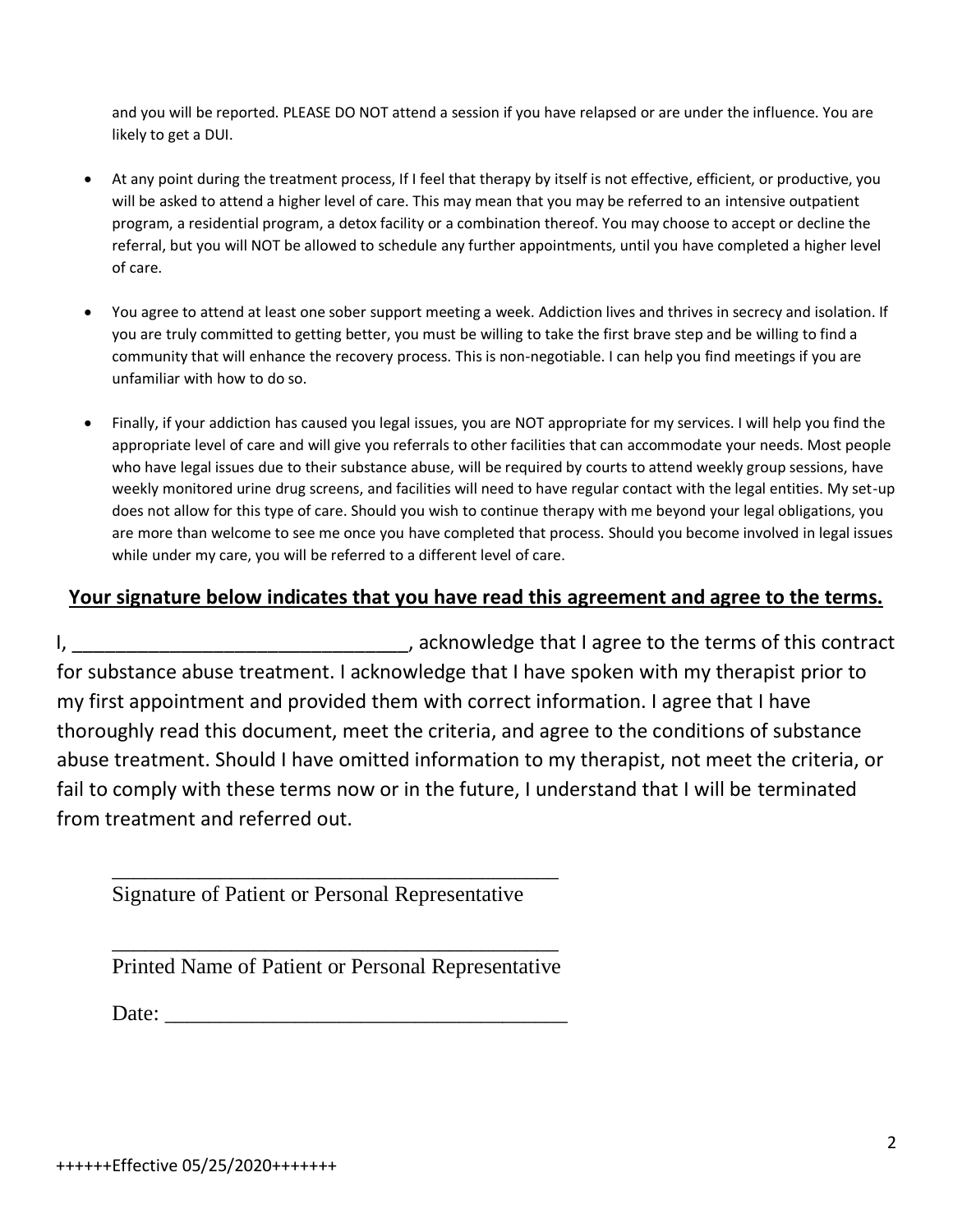and you will be reported. PLEASE DO NOT attend a session if you have relapsed or are under the influence. You are likely to get a DUI.

- At any point during the treatment process, If I feel that therapy by itself is not effective, efficient, or productive, you will be asked to attend a higher level of care. This may mean that you may be referred to an intensive outpatient program, a residential program, a detox facility or a combination thereof. You may choose to accept or decline the referral, but you will NOT be allowed to schedule any further appointments, until you have completed a higher level of care.

- You agree to attend at least one sober support meeting a week. Addiction lives and thrives in secrecy and isolation. If you are truly committed to getting better, you must be willing to take the first brave step and be willing to find a community that will enhance the recovery process. This is non-negotiable. I can help you find meetings if you are unfamiliar with how to do so.

- Finally, if your addiction has caused you legal issues, you are NOT appropriate for my services. I will help you find the appropriate level of care and will give you referrals to other facilities that can accommodate your needs. Most people who have legal issues due to their substance abuse, will be required by courts to attend weekly group sessions, have weekly monitored urine drug screens, and facilities will need to have regular contact with the legal entities. My set-up does not allow for this type of care. Should you wish to continue therapy with me beyond your legal obligations, you are more than welcome to see me once you have completed that process. Should you become involved in legal issues while under my care, you will be referred to a different level of care.

**Your signature below indicates that you have read this agreement and agree to the terms.**

I, _______________________________, acknowledge that I agree to the terms of this contract for substance abuse treatment. I acknowledge that I have spoken with my therapist prior to my first appointment and provided them with correct information. I agree that I have thoroughly read this document, meet the criteria, and agree to the conditions of substance abuse treatment. Should I have omitted information to my therapist, not meet the criteria, or fail to comply with these terms now or in the future, I understand that I will be terminated from treatment and referred out.

___________________________________________
Signature of Patient or Personal Representative

___________________________________________
Printed Name of Patient or Personal Representative

Date: ____________________________________

++++++Effective 05/25/2020+++++++